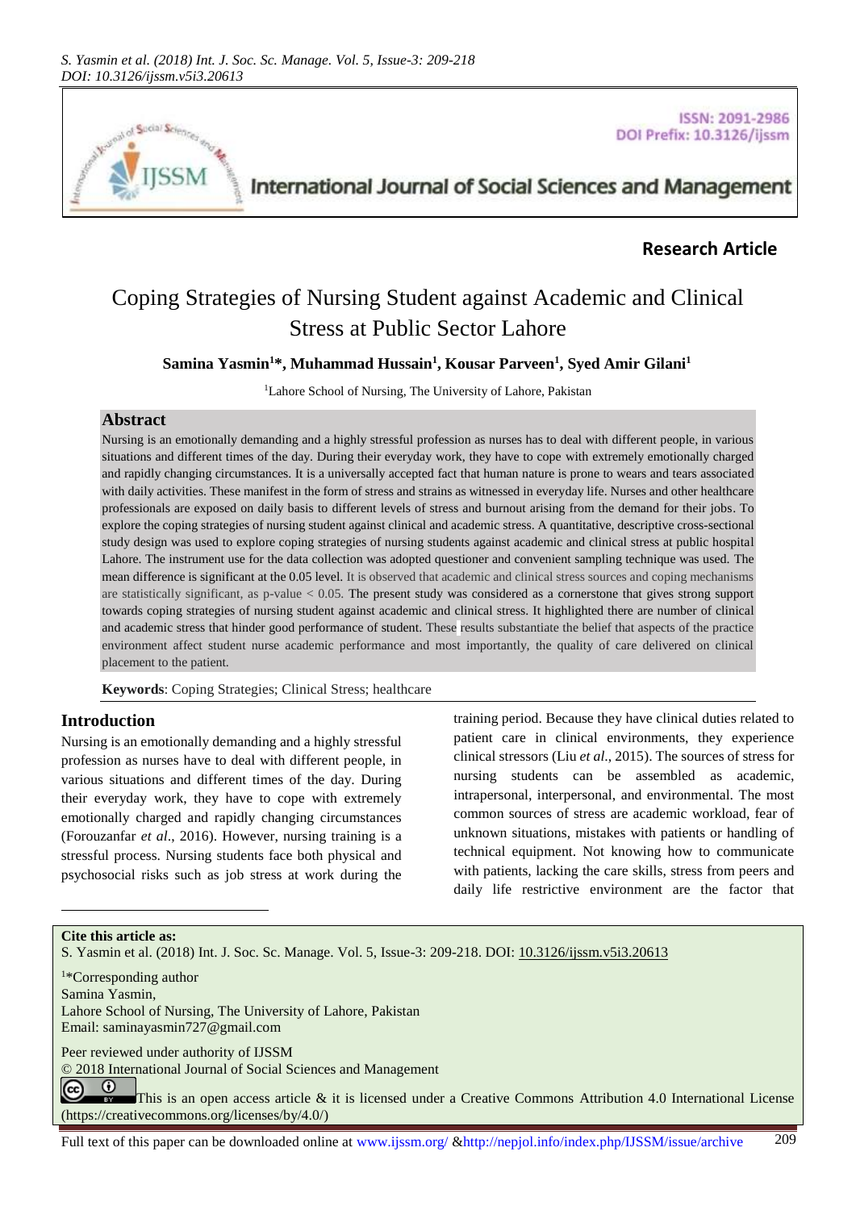**Research Article**

# Coping Strategies of Nursing Student against Academic and Clinical Stress at Public Sector Lahore

**Samina Yasmin[1]*, Muhammad Hussain[1], Kousar Parveen[1], Syed Amir Gilani[1]**

[1]Lahore School of Nursing, The University of Lahore, Pakistan

## Abstract

Nursing is an emotionally demanding and a highly stressful profession as nurses has to deal with different people, in various situations and different times of the day. During their everyday work, they have to cope with extremely emotionally charged and rapidly changing circumstances. It is a universally accepted fact that human nature is prone to wears and tears associated with daily activities. These manifest in the form of stress and strains as witnessed in everyday life. Nurses and other healthcare professionals are exposed on daily basis to different levels of stress and burnout arising from the demand for their jobs. To explore the coping strategies of nursing student against clinical and academic stress. A quantitative, descriptive cross-sectional study design was used to explore coping strategies of nursing students against academic and clinical stress at public hospital Lahore. The instrument use for the data collection was adopted questioner and convenient sampling technique was used. The mean difference is significant at the 0.05 level. It is observed that academic and clinical stress sources and coping mechanisms are statistically significant, as p-value $< 0.05$. The present study was considered as a cornerstone that gives strong support towards coping strategies of nursing student against academic and clinical stress. It highlighted there are number of clinical and academic stress that hinder good performance of student. These results substantiate the belief that aspects of the practice environment affect student nurse academic performance and most importantly, the quality of care delivered on clinical placement to the patient.

**Keywords**: Coping Strategies; Clinical Stress; healthcare

## Introduction

Nursing is an emotionally demanding and a highly stressful profession as nurses have to deal with different people, in various situations and different times of the day. During their everyday work, they have to cope with extremely emotionally charged and rapidly changing circumstances (Forouzanfar *et al*., 2016). However, nursing training is a stressful process. Nursing students face both physical and psychosocial risks such as job stress at work during the training period. Because they have clinical duties related to patient care in clinical environments, they experience clinical stressors (Liu *et al*., 2015). The sources of stress for nursing students can be assembled as academic, intrapersonal, interpersonal, and environmental. The most common sources of stress are academic workload, fear of unknown situations, mistakes with patients or handling of technical equipment. Not knowing how to communicate with patients, lacking the care skills, stress from peers and daily life restrictive environment are the factor that

---

**Cite this article as:**
S. Yasmin et al. (2018) Int. J. Soc. Sc. Manage. Vol. 5, Issue-3: 209-218. DOI: 10.3126/ijssm.v5i3.20613

[1]*Corresponding author
Samina Yasmin,
Lahore School of Nursing, The University of Lahore, Pakistan
Email: saminayasmin727@gmail.com

Peer reviewed under authority of IJSSM
© 2018 International Journal of Social Sciences and Management
This is an open access article & it is licensed under a Creative Commons Attribution 4.0 International License (https://creativecommons.org/licenses/by/4.0/)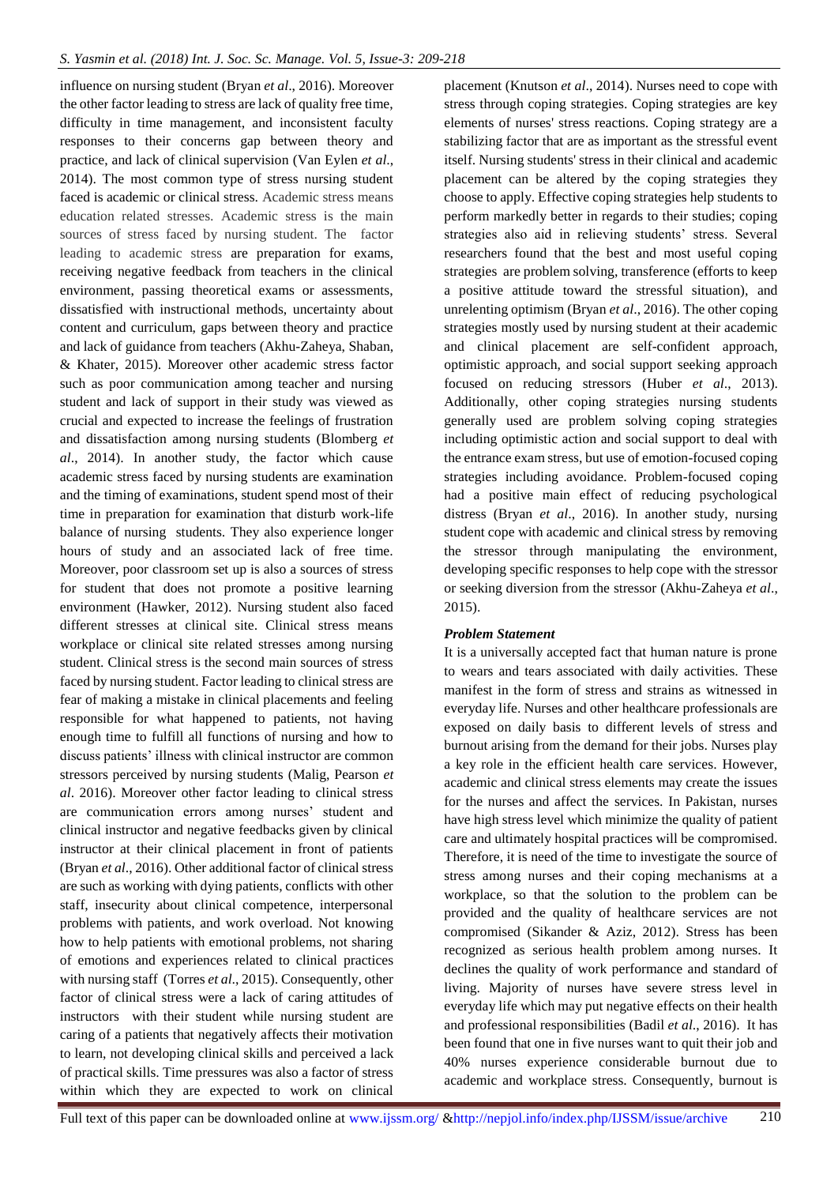influence on nursing student (Bryan *et al*., 2016). Moreover the other factor leading to stress are lack of quality free time, difficulty in time management, and inconsistent faculty responses to their concerns gap between theory and practice, and lack of clinical supervision (Van Eylen *et al*., 2014). The most common type of stress nursing student faced is academic or clinical stress. Academic stress means education related stresses. Academic stress is the main sources of stress faced by nursing student. The factor leading to academic stress are preparation for exams, receiving negative feedback from teachers in the clinical environment, passing theoretical exams or assessments, dissatisfied with instructional methods, uncertainty about content and curriculum, gaps between theory and practice and lack of guidance from teachers (Akhu-Zaheya, Shaban, & Khater, 2015). Moreover other academic stress factor such as poor communication among teacher and nursing student and lack of support in their study was viewed as crucial and expected to increase the feelings of frustration and dissatisfaction among nursing students (Blomberg *et al*., 2014). In another study, the factor which cause academic stress faced by nursing students are examination and the timing of examinations, student spend most of their time in preparation for examination that disturb work-life balance of nursing students. They also experience longer hours of study and an associated lack of free time. Moreover, poor classroom set up is also a sources of stress for student that does not promote a positive learning environment (Hawker, 2012). Nursing student also faced different stresses at clinical site. Clinical stress means workplace or clinical site related stresses among nursing student. Clinical stress is the second main sources of stress faced by nursing student. Factor leading to clinical stress are fear of making a mistake in clinical placements and feeling responsible for what happened to patients, not having enough time to fulfill all functions of nursing and how to discuss patients' illness with clinical instructor are common stressors perceived by nursing students (Malig, Pearson *et al*. 2016). Moreover other factor leading to clinical stress are communication errors among nurses' student and clinical instructor and negative feedbacks given by clinical instructor at their clinical placement in front of patients (Bryan *et al*., 2016). Other additional factor of clinical stress are such as working with dying patients, conflicts with other staff, insecurity about clinical competence, interpersonal problems with patients, and work overload. Not knowing how to help patients with emotional problems, not sharing of emotions and experiences related to clinical practices with nursing staff (Torres *et al*., 2015). Consequently, other factor of clinical stress were a lack of caring attitudes of instructors with their student while nursing student are caring of a patients that negatively affects their motivation to learn, not developing clinical skills and perceived a lack of practical skills. Time pressures was also a factor of stress within which they are expected to work on clinical placement (Knutson *et al*., 2014). Nurses need to cope with stress through coping strategies. Coping strategies are key elements of nurses' stress reactions. Coping strategy are a stabilizing factor that are as important as the stressful event itself. Nursing students' stress in their clinical and academic placement can be altered by the coping strategies they choose to apply. Effective coping strategies help students to perform markedly better in regards to their studies; coping strategies also aid in relieving students' stress. Several researchers found that the best and most useful coping strategies are problem solving, transference (efforts to keep a positive attitude toward the stressful situation), and unrelenting optimism (Bryan *et al*., 2016). The other coping strategies mostly used by nursing student at their academic and clinical placement are self-confident approach, optimistic approach, and social support seeking approach focused on reducing stressors (Huber *et al*., 2013). Additionally, other coping strategies nursing students generally used are problem solving coping strategies including optimistic action and social support to deal with the entrance exam stress, but use of emotion-focused coping strategies including avoidance. Problem-focused coping had a positive main effect of reducing psychological distress (Bryan *et al*., 2016). In another study, nursing student cope with academic and clinical stress by removing the stressor through manipulating the environment, developing specific responses to help cope with the stressor or seeking diversion from the stressor (Akhu-Zaheya *et al*., 2015).

***Problem Statement***

It is a universally accepted fact that human nature is prone to wears and tears associated with daily activities. These manifest in the form of stress and strains as witnessed in everyday life. Nurses and other healthcare professionals are exposed on daily basis to different levels of stress and burnout arising from the demand for their jobs. Nurses play a key role in the efficient health care services. However, academic and clinical stress elements may create the issues for the nurses and affect the services. In Pakistan, nurses have high stress level which minimize the quality of patient care and ultimately hospital practices will be compromised. Therefore, it is need of the time to investigate the source of stress among nurses and their coping mechanisms at a workplace, so that the solution to the problem can be provided and the quality of healthcare services are not compromised (Sikander & Aziz, 2012). Stress has been recognized as serious health problem among nurses. It declines the quality of work performance and standard of living. Majority of nurses have severe stress level in everyday life which may put negative effects on their health and professional responsibilities (Badil *et al*., 2016). It has been found that one in five nurses want to quit their job and 40% nurses experience considerable burnout due to academic and workplace stress. Consequently, burnout is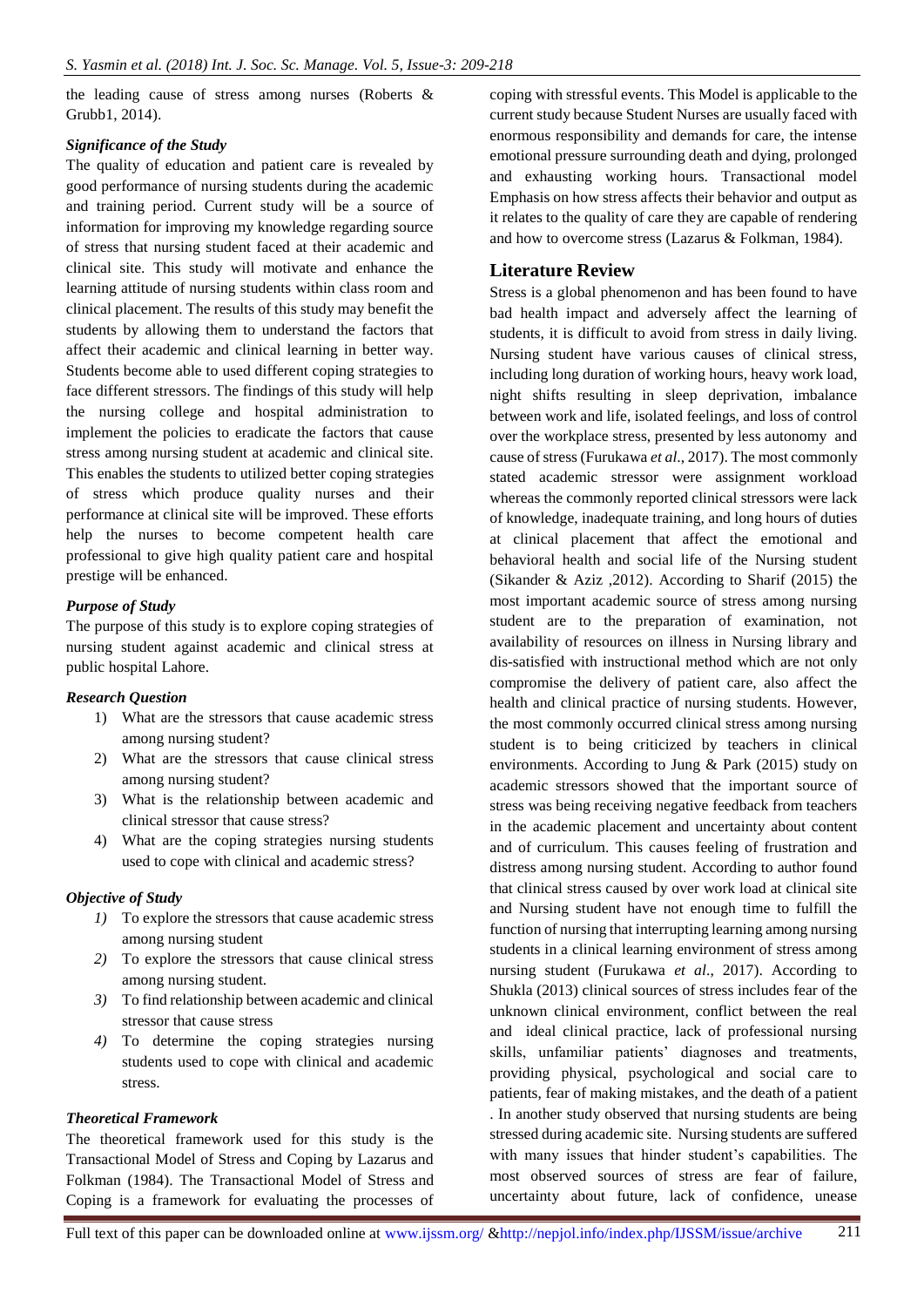the leading cause of stress among nurses (Roberts & Grubb1, 2014).

### *Significance of the Study*

The quality of education and patient care is revealed by good performance of nursing students during the academic and training period. Current study will be a source of information for improving my knowledge regarding source of stress that nursing student faced at their academic and clinical site. This study will motivate and enhance the learning attitude of nursing students within class room and clinical placement. The results of this study may benefit the students by allowing them to understand the factors that affect their academic and clinical learning in better way. Students become able to used different coping strategies to face different stressors. The findings of this study will help the nursing college and hospital administration to implement the policies to eradicate the factors that cause stress among nursing student at academic and clinical site. This enables the students to utilized better coping strategies of stress which produce quality nurses and their performance at clinical site will be improved. These efforts help the nurses to become competent health care professional to give high quality patient care and hospital prestige will be enhanced.

### *Purpose of Study*

The purpose of this study is to explore coping strategies of nursing student against academic and clinical stress at public hospital Lahore.

### *Research Question*

1) What are the stressors that cause academic stress among nursing student?
2) What are the stressors that cause clinical stress among nursing student?
3) What is the relationship between academic and clinical stressor that cause stress?
4) What are the coping strategies nursing students used to cope with clinical and academic stress?

### *Objective of Study*

*1)* To explore the stressors that cause academic stress among nursing student
*2)* To explore the stressors that cause clinical stress among nursing student.
*3)* To find relationship between academic and clinical stressor that cause stress
*4)* To determine the coping strategies nursing students used to cope with clinical and academic stress.

### *Theoretical Framework*

The theoretical framework used for this study is the Transactional Model of Stress and Coping by Lazarus and Folkman (1984). The Transactional Model of Stress and Coping is a framework for evaluating the processes of coping with stressful events. This Model is applicable to the current study because Student Nurses are usually faced with enormous responsibility and demands for care, the intense emotional pressure surrounding death and dying, prolonged and exhausting working hours. Transactional model Emphasis on how stress affects their behavior and output as it relates to the quality of care they are capable of rendering and how to overcome stress (Lazarus & Folkman, 1984).

## Literature Review

Stress is a global phenomenon and has been found to have bad health impact and adversely affect the learning of students, it is difficult to avoid from stress in daily living. Nursing student have various causes of clinical stress, including long duration of working hours, heavy work load, night shifts resulting in sleep deprivation, imbalance between work and life, isolated feelings, and loss of control over the workplace stress, presented by less autonomy and cause of stress (Furukawa *et al*., 2017). The most commonly stated academic stressor were assignment workload whereas the commonly reported clinical stressors were lack of knowledge, inadequate training, and long hours of duties at clinical placement that affect the emotional and behavioral health and social life of the Nursing student (Sikander & Aziz ,2012). According to Sharif (2015) the most important academic source of stress among nursing student are to the preparation of examination, not availability of resources on illness in Nursing library and dis-satisfied with instructional method which are not only compromise the delivery of patient care, also affect the health and clinical practice of nursing students. However, the most commonly occurred clinical stress among nursing student is to being criticized by teachers in clinical environments. According to Jung & Park (2015) study on academic stressors showed that the important source of stress was being receiving negative feedback from teachers in the academic placement and uncertainty about content and of curriculum. This causes feeling of frustration and distress among nursing student. According to author found that clinical stress caused by over work load at clinical site and Nursing student have not enough time to fulfill the function of nursing that interrupting learning among nursing students in a clinical learning environment of stress among nursing student (Furukawa *et al*., 2017). According to Shukla (2013) clinical sources of stress includes fear of the unknown clinical environment, conflict between the real and ideal clinical practice, lack of professional nursing skills, unfamiliar patients' diagnoses and treatments, providing physical, psychological and social care to patients, fear of making mistakes, and the death of a patient . In another study observed that nursing students are being stressed during academic site. Nursing students are suffered with many issues that hinder student's capabilities. The most observed sources of stress are fear of failure, uncertainty about future, lack of confidence, unease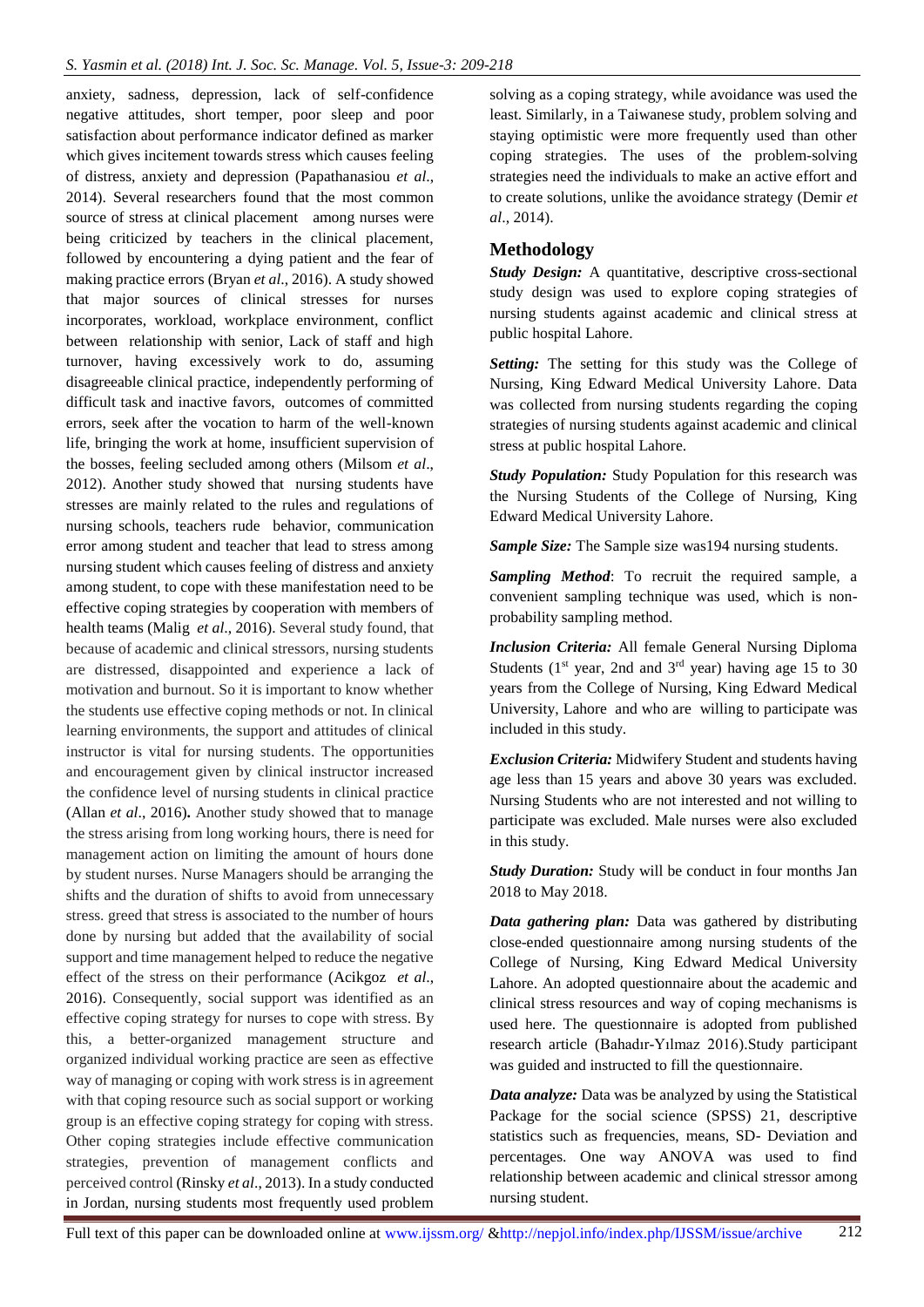anxiety, sadness, depression, lack of self-confidence negative attitudes, short temper, poor sleep and poor satisfaction about performance indicator defined as marker which gives incitement towards stress which causes feeling of distress, anxiety and depression (Papathanasiou *et al*., 2014). Several researchers found that the most common source of stress at clinical placement among nurses were being criticized by teachers in the clinical placement, followed by encountering a dying patient and the fear of making practice errors (Bryan *et al*., 2016). A study showed that major sources of clinical stresses for nurses incorporates, workload, workplace environment, conflict between relationship with senior, Lack of staff and high turnover, having excessively work to do, assuming disagreeable clinical practice, independently performing of difficult task and inactive favors, outcomes of committed errors, seek after the vocation to harm of the well-known life, bringing the work at home, insufficient supervision of the bosses, feeling secluded among others (Milsom *et al*., 2012). Another study showed that nursing students have stresses are mainly related to the rules and regulations of nursing schools, teachers rude behavior, communication error among student and teacher that lead to stress among nursing student which causes feeling of distress and anxiety among student, to cope with these manifestation need to be effective coping strategies by cooperation with members of health teams (Malig *et al*., 2016). Several study found, that because of academic and clinical stressors, nursing students are distressed, disappointed and experience a lack of motivation and burnout. So it is important to know whether the students use effective coping methods or not. In clinical learning environments, the support and attitudes of clinical instructor is vital for nursing students. The opportunities and encouragement given by clinical instructor increased the confidence level of nursing students in clinical practice (Allan *et al*., 2016)**.** Another study showed that to manage the stress arising from long working hours, there is need for management action on limiting the amount of hours done by student nurses. Nurse Managers should be arranging the shifts and the duration of shifts to avoid from unnecessary stress. greed that stress is associated to the number of hours done by nursing but added that the availability of social support and time management helped to reduce the negative effect of the stress on their performance (Acikgoz *et al*., 2016). Consequently, social support was identified as an effective coping strategy for nurses to cope with stress. By this, a better-organized management structure and organized individual working practice are seen as effective way of managing or coping with work stress is in agreement with that coping resource such as social support or working group is an effective coping strategy for coping with stress. Other coping strategies include effective communication strategies, prevention of management conflicts and perceived control (Rinsky *et al*., 2013). In a study conducted in Jordan, nursing students most frequently used problem solving as a coping strategy, while avoidance was used the least. Similarly, in a Taiwanese study, problem solving and staying optimistic were more frequently used than other coping strategies. The uses of the problem-solving strategies need the individuals to make an active effort and to create solutions, unlike the avoidance strategy (Demir *et al*., 2014).

## Methodology

***Study Design:*** A quantitative, descriptive cross-sectional study design was used to explore coping strategies of nursing students against academic and clinical stress at public hospital Lahore.

***Setting:*** The setting for this study was the College of Nursing, King Edward Medical University Lahore. Data was collected from nursing students regarding the coping strategies of nursing students against academic and clinical stress at public hospital Lahore.

***Study Population:*** Study Population for this research was the Nursing Students of the College of Nursing, King Edward Medical University Lahore.

***Sample Size:*** The Sample size was194 nursing students.

***Sampling Method***: To recruit the required sample, a convenient sampling technique was used, which is non-probability sampling method.

***Inclusion Criteria:*** All female General Nursing Diploma Students (1st year, 2nd and 3rd year) having age 15 to 30 years from the College of Nursing, King Edward Medical University, Lahore and who are willing to participate was included in this study.

***Exclusion Criteria:*** Midwifery Student and students having age less than 15 years and above 30 years was excluded. Nursing Students who are not interested and not willing to participate was excluded. Male nurses were also excluded in this study.

***Study Duration:*** Study will be conduct in four months Jan 2018 to May 2018.

***Data gathering plan:*** Data was gathered by distributing close-ended questionnaire among nursing students of the College of Nursing, King Edward Medical University Lahore. An adopted questionnaire about the academic and clinical stress resources and way of coping mechanisms is used here. The questionnaire is adopted from published research article (Bahadır-Yılmaz 2016).Study participant was guided and instructed to fill the questionnaire.

***Data analyze:*** Data was be analyzed by using the Statistical Package for the social science (SPSS) 21, descriptive statistics such as frequencies, means, SD- Deviation and percentages. One way ANOVA was used to find relationship between academic and clinical stressor among nursing student.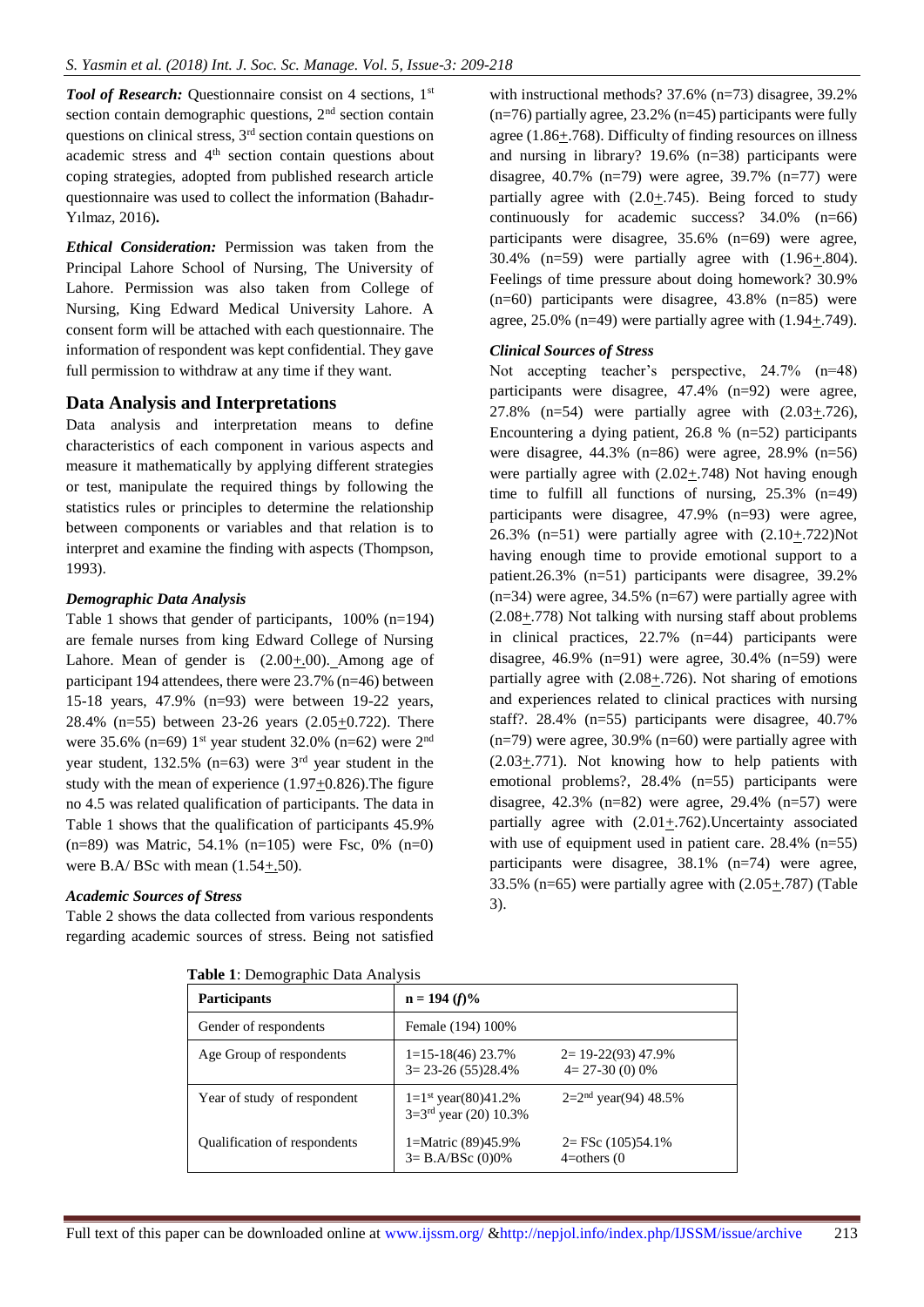***Tool of Research:*** Questionnaire consist on 4 sections, 1st section contain demographic questions, 2nd section contain questions on clinical stress, 3rd section contain questions on academic stress and 4th section contain questions about coping strategies, adopted from published research article questionnaire was used to collect the information (Bahadır-Yılmaz, 2016)**.**

***Ethical Consideration:*** Permission was taken from the Principal Lahore School of Nursing, The University of Lahore. Permission was also taken from College of Nursing, King Edward Medical University Lahore. A consent form will be attached with each questionnaire. The information of respondent was kept confidential. They gave full permission to withdraw at any time if they want.

## Data Analysis and Interpretations

Data analysis and interpretation means to define characteristics of each component in various aspects and measure it mathematically by applying different strategies or test, manipulate the required things by following the statistics rules or principles to determine the relationship between components or variables and that relation is to interpret and examine the finding with aspects (Thompson, 1993).

### *Demographic Data Analysis*

Table 1 shows that gender of participants, 100% (n=194) are female nurses from king Edward College of Nursing Lahore. Mean of gender is (2.00+.00). Among age of participant 194 attendees, there were 23.7% (n=46) between 15-18 years, 47.9% (n=93) were between 19-22 years, 28.4% (n=55) between 23-26 years (2.05+0.722). There were 35.6% (n=69) 1st year student 32.0% (n=62) were 2nd year student, 132.5% (n=63) were 3rd year student in the study with the mean of experience (1.97+0.826).The figure no 4.5 was related qualification of participants. The data in Table 1 shows that the qualification of participants 45.9% (n=89) was Matric, 54.1% (n=105) were Fsc, 0% (n=0) were B.A/ BSc with mean (1.54+.50).

### *Academic Sources of Stress*

Table 2 shows the data collected from various respondents regarding academic sources of stress. Being not satisfied with instructional methods? 37.6% (n=73) disagree, 39.2% (n=76) partially agree, 23.2% (n=45) participants were fully agree (1.86+.768). Difficulty of finding resources on illness and nursing in library? 19.6% (n=38) participants were disagree, 40.7% (n=79) were agree, 39.7% (n=77) were partially agree with (2.0+.745). Being forced to study continuously for academic success? 34.0% (n=66) participants were disagree, 35.6% (n=69) were agree, 30.4% (n=59) were partially agree with (1.96+.804). Feelings of time pressure about doing homework? 30.9% (n=60) participants were disagree, 43.8% (n=85) were agree, 25.0% (n=49) were partially agree with (1.94+.749).

### *Clinical Sources of Stress*

Not accepting teacher's perspective, 24.7% (n=48) participants were disagree, 47.4% (n=92) were agree, 27.8% (n=54) were partially agree with (2.03+.726), Encountering a dying patient, 26.8 % (n=52) participants were disagree, 44.3% (n=86) were agree, 28.9% (n=56) were partially agree with (2.02+.748) Not having enough time to fulfill all functions of nursing, 25.3% (n=49) participants were disagree, 47.9% (n=93) were agree, 26.3% (n=51) were partially agree with (2.10+.722)Not having enough time to provide emotional support to a patient.26.3% (n=51) participants were disagree, 39.2% (n=34) were agree, 34.5% (n=67) were partially agree with (2.08+.778) Not talking with nursing staff about problems in clinical practices, 22.7% (n=44) participants were disagree, 46.9% (n=91) were agree, 30.4% (n=59) were partially agree with (2.08+.726). Not sharing of emotions and experiences related to clinical practices with nursing staff?. 28.4% (n=55) participants were disagree, 40.7% (n=79) were agree, 30.9% (n=60) were partially agree with (2.03+.771). Not knowing how to help patients with emotional problems?, 28.4% (n=55) participants were disagree, 42.3% (n=82) were agree, 29.4% (n=57) were partially agree with (2.01+.762).Uncertainty associated with use of equipment used in patient care. 28.4% (n=55) participants were disagree, 38.1% (n=74) were agree, 33.5% (n=65) were partially agree with (2.05+.787) (Table 3).

**Table 1**: Demographic Data Analysis

| **Participants** | **n = 194 (*f*)%** | |
|---|---|---|
| Gender of respondents | Female (194) 100% | |
| Age Group of respondents | 1=15-18(46) 23.7%<br>3= 23-26 (55)28.4% | 2= 19-22(93) 47.9%<br>4= 27-30 (0) 0% |
| Year of study of respondent | 1=1st year(80)41.2%<br>3=3rd year (20) 10.3% | 2=2nd year(94) 48.5% |
| Qualification of respondents | 1=Matric (89)45.9%<br>3= B.A/BSc (0)0% | 2= FSc (105)54.1%<br>4=others (0 |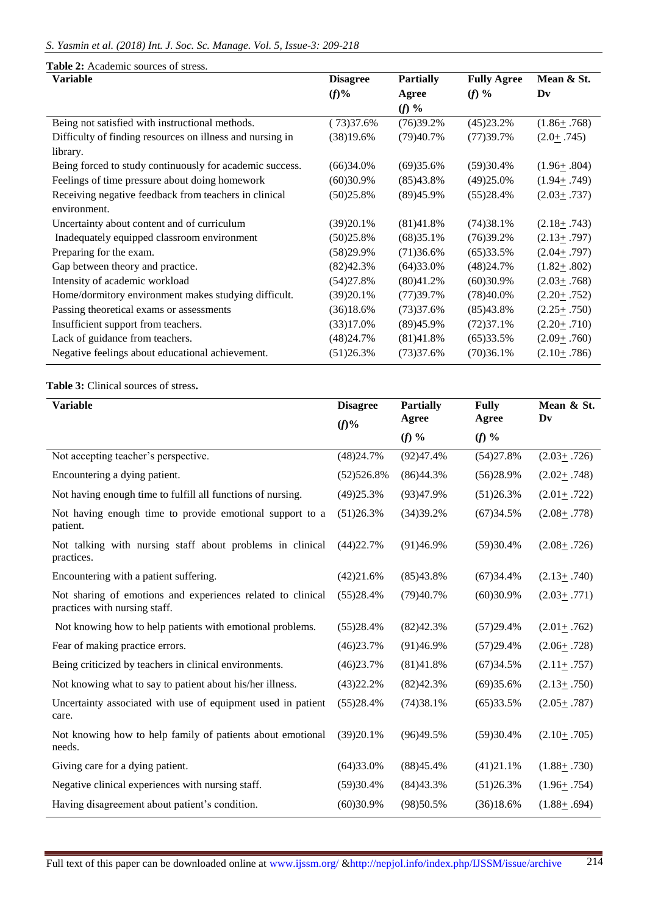**Table 2:** Academic sources of stress.

| Variable | Disagree (*f*)% | Partially Agree (*f*) % | Fully Agree (*f*) % | Mean & St. Dv |
|---|---|---|---|---|
| Being not satisfied with instructional methods. | ( 73)37.6% | (76)39.2% | (45)23.2% | (1.86+ .768) |
| Difficulty of finding resources on illness and nursing in library. | (38)19.6% | (79)40.7% | (77)39.7% | (2.0+ .745) |
| Being forced to study continuously for academic success. | (66)34.0% | (69)35.6% | (59)30.4% | (1.96+ .804) |
| Feelings of time pressure about doing homework | (60)30.9% | (85)43.8% | (49)25.0% | (1.94+ .749) |
| Receiving negative feedback from teachers in clinical environment. | (50)25.8% | (89)45.9% | (55)28.4% | (2.03+ .737) |
| Uncertainty about content and of curriculum | (39)20.1% | (81)41.8% | (74)38.1% | (2.18+ .743) |
| Inadequately equipped classroom environment | (50)25.8% | (68)35.1% | (76)39.2% | (2.13+ .797) |
| Preparing for the exam. | (58)29.9% | (71)36.6% | (65)33.5% | (2.04+ .797) |
| Gap between theory and practice. | (82)42.3% | (64)33.0% | (48)24.7% | (1.82+ .802) |
| Intensity of academic workload | (54)27.8% | (80)41.2% | (60)30.9% | (2.03+ .768) |
| Home/dormitory environment makes studying difficult. | (39)20.1% | (77)39.7% | (78)40.0% | (2.20+ .752) |
| Passing theoretical exams or assessments | (36)18.6% | (73)37.6% | (85)43.8% | (2.25+ .750) |
| Insufficient support from teachers. | (33)17.0% | (89)45.9% | (72)37.1% | (2.20+ .710) |
| Lack of guidance from teachers. | (48)24.7% | (81)41.8% | (65)33.5% | (2.09+ .760) |
| Negative feelings about educational achievement. | (51)26.3% | (73)37.6% | (70)36.1% | (2.10+ .786) |

**Table 3:** Clinical sources of stress**.**

| Variable | Disagree (*f*)% | Partially Agree (*f*) % | Fully Agree (*f*) % | Mean & St. Dv |
|---|---|---|---|---|
| Not accepting teacher's perspective. | (48)24.7% | (92)47.4% | (54)27.8% | (2.03+ .726) |
| Encountering a dying patient. | (52)526.8% | (86)44.3% | (56)28.9% | (2.02+ .748) |
| Not having enough time to fulfill all functions of nursing. | (49)25.3% | (93)47.9% | (51)26.3% | (2.01+ .722) |
| Not having enough time to provide emotional support to a patient. | (51)26.3% | (34)39.2% | (67)34.5% | (2.08+ .778) |
| Not talking with nursing staff about problems in clinical practices. | (44)22.7% | (91)46.9% | (59)30.4% | (2.08+ .726) |
| Encountering with a patient suffering. | (42)21.6% | (85)43.8% | (67)34.4% | (2.13+ .740) |
| Not sharing of emotions and experiences related to clinical practices with nursing staff. | (55)28.4% | (79)40.7% | (60)30.9% | (2.03+ .771) |
| Not knowing how to help patients with emotional problems. | (55)28.4% | (82)42.3% | (57)29.4% | (2.01+ .762) |
| Fear of making practice errors. | (46)23.7% | (91)46.9% | (57)29.4% | (2.06+ .728) |
| Being criticized by teachers in clinical environments. | (46)23.7% | (81)41.8% | (67)34.5% | (2.11+ .757) |
| Not knowing what to say to patient about his/her illness. | (43)22.2% | (82)42.3% | (69)35.6% | (2.13+ .750) |
| Uncertainty associated with use of equipment used in patient care. | (55)28.4% | (74)38.1% | (65)33.5% | (2.05+ .787) |
| Not knowing how to help family of patients about emotional needs. | (39)20.1% | (96)49.5% | (59)30.4% | (2.10+ .705) |
| Giving care for a dying patient. | (64)33.0% | (88)45.4% | (41)21.1% | (1.88+ .730) |
| Negative clinical experiences with nursing staff. | (59)30.4% | (84)43.3% | (51)26.3% | (1.96+ .754) |
| Having disagreement about patient's condition. | (60)30.9% | (98)50.5% | (36)18.6% | (1.88+ .694) |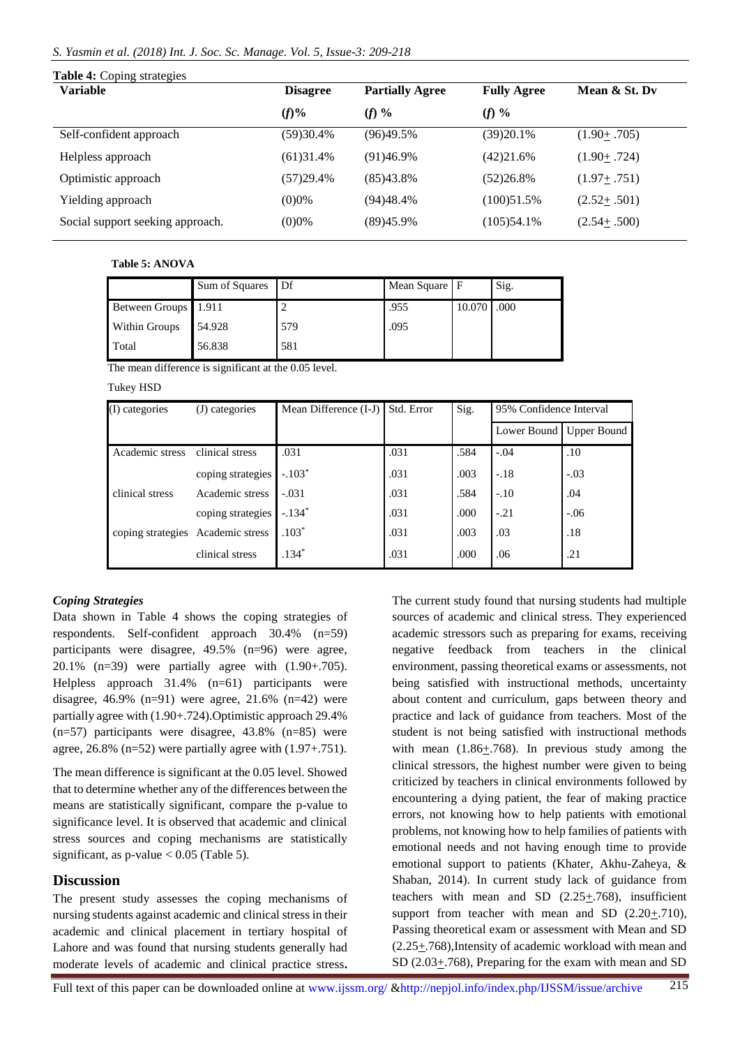**Table 4:** Coping strategies

| Variable | Disagree | Partially Agree | Fully Agree | Mean & St. Dv |
|---|---|---|---|---|
| | *(f)*% | *(f)* % | *(f)* % | |
| Self-confident approach | (59)30.4% | (96)49.5% | (39)20.1% | (1.90± .705) |
| Helpless approach | (61)31.4% | (91)46.9% | (42)21.6% | (1.90± .724) |
| Optimistic approach | (57)29.4% | (85)43.8% | (52)26.8% | (1.97± .751) |
| Yielding approach | (0)0% | (94)48.4% | (100)51.5% | (2.52± .501) |
| Social support seeking approach. | (0)0% | (89)45.9% | (105)54.1% | (2.54± .500) |

**Table 5: ANOVA**

| | Sum of Squares | Df | Mean Square | F | Sig. |
|---|---|---|---|---|---|
| Between Groups | 1.911 | 2 | .955 | 10.070 | .000 |
| Within Groups | 54.928 | 579 | .095 | | |
| Total | 56.838 | 581 | | | |

The mean difference is significant at the 0.05 level.

Tukey HSD

| (I) categories | (J) categories | Mean Difference (I-J) | Std. Error | Sig. | 95% Confidence Interval | |
|---|---|---|---|---|---|---|
| | | | | | Lower Bound | Upper Bound |
| Academic stress | clinical stress | .031 | .031 | .584 | -.04 | .10 |
| | coping strategies | -.103* | .031 | .003 | -.18 | -.03 |
| clinical stress | Academic stress | -.031 | .031 | .584 | -.10 | .04 |
| | coping strategies | -.134* | .031 | .000 | -.21 | -.06 |
| coping strategies | Academic stress | .103* | .031 | .003 | .03 | .18 |
| | clinical stress | .134* | .031 | .000 | .06 | .21 |

### *Coping Strategies*

Data shown in Table 4 shows the coping strategies of respondents. Self-confident approach 30.4% (n=59) participants were disagree, 49.5% (n=96) were agree, 20.1% (n=39) were partially agree with (1.90+.705). Helpless approach 31.4% (n=61) participants were disagree, 46.9% (n=91) were agree, 21.6% (n=42) were partially agree with (1.90+.724).Optimistic approach 29.4% (n=57) participants were disagree, 43.8% (n=85) were agree, 26.8% (n=52) were partially agree with (1.97+.751).

The mean difference is significant at the 0.05 level. Showed that to determine whether any of the differences between the means are statistically significant, compare the p-value to significance level. It is observed that academic and clinical stress sources and coping mechanisms are statistically significant, as p-value < 0.05 (Table 5).

## Discussion

The present study assesses the coping mechanisms of nursing students against academic and clinical stress in their academic and clinical placement in tertiary hospital of Lahore and was found that nursing students generally had moderate levels of academic and clinical practice stress**.** The current study found that nursing students had multiple sources of academic and clinical stress. They experienced academic stressors such as preparing for exams, receiving negative feedback from teachers in the clinical environment, passing theoretical exams or assessments, not being satisfied with instructional methods, uncertainty about content and curriculum, gaps between theory and practice and lack of guidance from teachers. Most of the student is not being satisfied with instructional methods with mean (1.86±.768). In previous study among the clinical stressors, the highest number were given to being criticized by teachers in clinical environments followed by encountering a dying patient, the fear of making practice errors, not knowing how to help patients with emotional problems, not knowing how to help families of patients with emotional needs and not having enough time to provide emotional support to patients (Khater, Akhu-Zaheya, & Shaban, 2014). In current study lack of guidance from teachers with mean and SD (2.25±.768), insufficient support from teacher with mean and SD (2.20±.710), Passing theoretical exam or assessment with Mean and SD (2.25±.768),Intensity of academic workload with mean and SD (2.03±.768), Preparing for the exam with mean and SD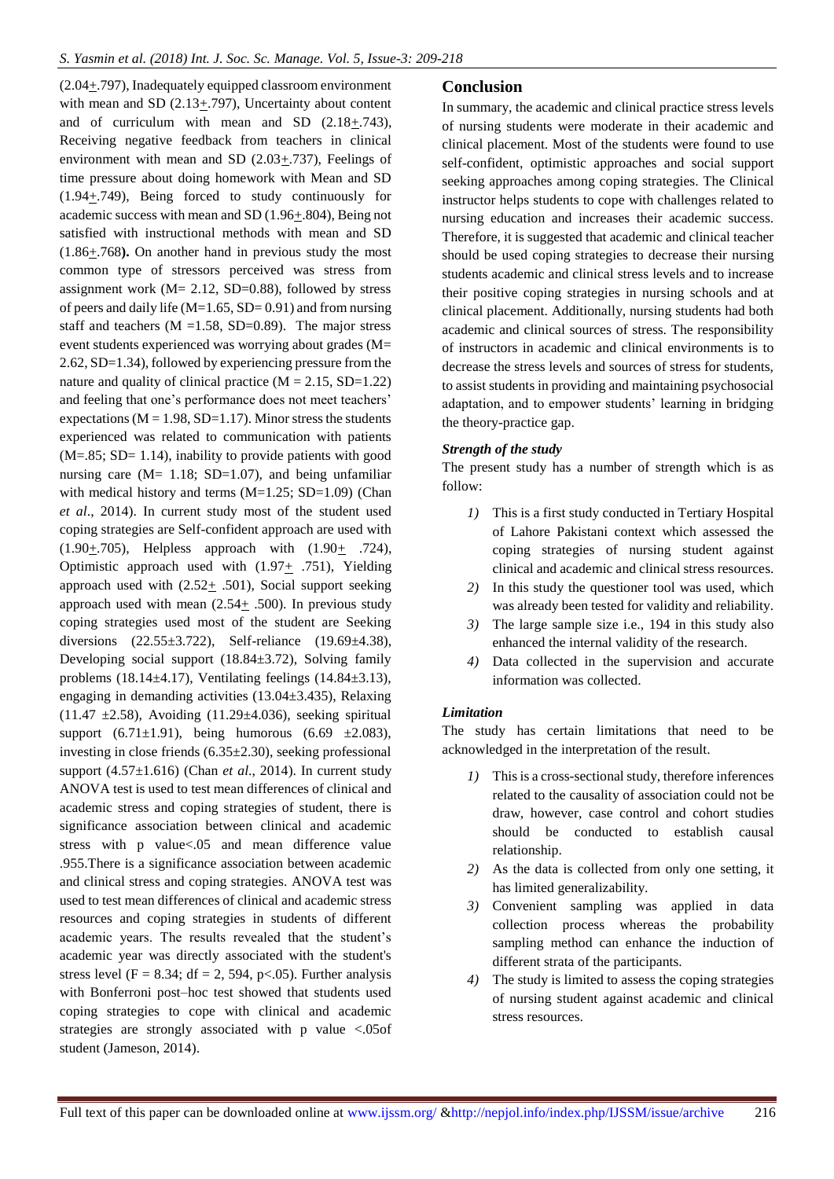(2.04+.797), Inadequately equipped classroom environment with mean and SD (2.13+.797), Uncertainty about content and of curriculum with mean and SD (2.18+.743), Receiving negative feedback from teachers in clinical environment with mean and SD (2.03+.737), Feelings of time pressure about doing homework with Mean and SD (1.94+.749), Being forced to study continuously for academic success with mean and SD (1.96+.804), Being not satisfied with instructional methods with mean and SD (1.86+.768**).** On another hand in previous study the most common type of stressors perceived was stress from assignment work (M= 2.12, SD=0.88), followed by stress of peers and daily life (M=1.65, SD= 0.91) and from nursing staff and teachers (M =1.58, SD=0.89). The major stress event students experienced was worrying about grades (M= 2.62, SD=1.34), followed by experiencing pressure from the nature and quality of clinical practice (M = 2.15, SD=1.22) and feeling that one's performance does not meet teachers' expectations (M = 1.98, SD=1.17). Minor stress the students experienced was related to communication with patients (M=.85; SD= 1.14), inability to provide patients with good nursing care (M= 1.18; SD=1.07), and being unfamiliar with medical history and terms (M=1.25; SD=1.09) (Chan *et al*., 2014). In current study most of the student used coping strategies are Self-confident approach are used with (1.90+.705), Helpless approach with (1.90+ .724), Optimistic approach used with (1.97+ .751), Yielding approach used with (2.52+ .501), Social support seeking approach used with mean (2.54+ .500). In previous study coping strategies used most of the student are Seeking diversions (22.55±3.722), Self-reliance (19.69±4.38), Developing social support (18.84±3.72), Solving family problems (18.14±4.17), Ventilating feelings (14.84±3.13), engaging in demanding activities (13.04±3.435), Relaxing (11.47 ±2.58), Avoiding (11.29±4.036), seeking spiritual support (6.71±1.91), being humorous (6.69 ±2.083), investing in close friends (6.35±2.30), seeking professional support (4.57±1.616) (Chan *et al*., 2014). In current study ANOVA test is used to test mean differences of clinical and academic stress and coping strategies of student, there is significance association between clinical and academic stress with p value<.05 and mean difference value .955.There is a significance association between academic and clinical stress and coping strategies. ANOVA test was used to test mean differences of clinical and academic stress resources and coping strategies in students of different academic years. The results revealed that the student's academic year was directly associated with the student's stress level ($F = 8.34$; df = 2, 594, $p<.05$). Further analysis with Bonferroni post–hoc test showed that students used coping strategies to cope with clinical and academic strategies are strongly associated with p value <.05of student (Jameson, 2014).

## Conclusion

In summary, the academic and clinical practice stress levels of nursing students were moderate in their academic and clinical placement. Most of the students were found to use self-confident, optimistic approaches and social support seeking approaches among coping strategies. The Clinical instructor helps students to cope with challenges related to nursing education and increases their academic success. Therefore, it is suggested that academic and clinical teacher should be used coping strategies to decrease their nursing students academic and clinical stress levels and to increase their positive coping strategies in nursing schools and at clinical placement. Additionally, nursing students had both academic and clinical sources of stress. The responsibility of instructors in academic and clinical environments is to decrease the stress levels and sources of stress for students, to assist students in providing and maintaining psychosocial adaptation, and to empower students' learning in bridging the theory-practice gap.

### *Strength of the study*

The present study has a number of strength which is as follow:

1) This is a first study conducted in Tertiary Hospital of Lahore Pakistani context which assessed the coping strategies of nursing student against clinical and academic and clinical stress resources.
2) In this study the questioner tool was used, which was already been tested for validity and reliability.
3) The large sample size i.e., 194 in this study also enhanced the internal validity of the research.
4) Data collected in the supervision and accurate information was collected.

### *Limitation*

The study has certain limitations that need to be acknowledged in the interpretation of the result.

1) This is a cross-sectional study, therefore inferences related to the causality of association could not be draw, however, case control and cohort studies should be conducted to establish causal relationship.
2) As the data is collected from only one setting, it has limited generalizability.
3) Convenient sampling was applied in data collection process whereas the probability sampling method can enhance the induction of different strata of the participants.
4) The study is limited to assess the coping strategies of nursing student against academic and clinical stress resources.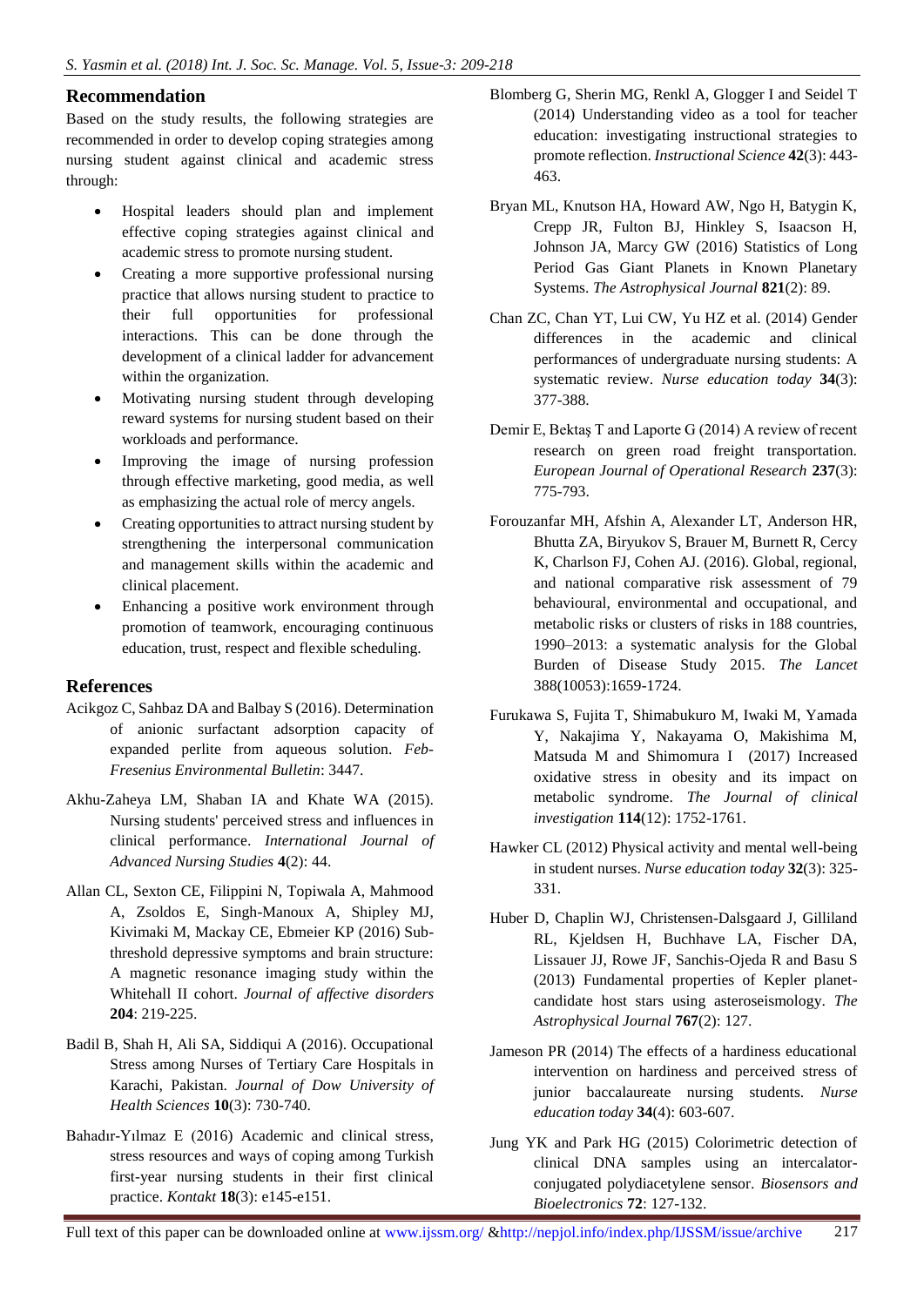## Recommendation

Based on the study results, the following strategies are recommended in order to develop coping strategies among nursing student against clinical and academic stress through:

- Hospital leaders should plan and implement effective coping strategies against clinical and academic stress to promote nursing student.
- Creating a more supportive professional nursing practice that allows nursing student to practice to their full opportunities for professional interactions. This can be done through the development of a clinical ladder for advancement within the organization.
- Motivating nursing student through developing reward systems for nursing student based on their workloads and performance.
- Improving the image of nursing profession through effective marketing, good media, as well as emphasizing the actual role of mercy angels.
- Creating opportunities to attract nursing student by strengthening the interpersonal communication and management skills within the academic and clinical placement.
- Enhancing a positive work environment through promotion of teamwork, encouraging continuous education, trust, respect and flexible scheduling.

## References

Acikgoz C, Sahbaz DA and Balbay S (2016). Determination of anionic surfactant adsorption capacity of expanded perlite from aqueous solution. *Feb-Fresenius Environmental Bulletin*: 3447.

Akhu-Zaheya LM, Shaban IA and Khate WA (2015). Nursing students' perceived stress and influences in clinical performance. *International Journal of Advanced Nursing Studies* **4**(2): 44.

Allan CL, Sexton CE, Filippini N, Topiwala A, Mahmood A, Zsoldos E, Singh-Manoux A, Shipley MJ, Kivimaki M, Mackay CE, Ebmeier KP (2016) Sub-threshold depressive symptoms and brain structure: A magnetic resonance imaging study within the Whitehall II cohort. *Journal of affective disorders* **204**: 219-225.

Badil B, Shah H, Ali SA, Siddiqui A (2016). Occupational Stress among Nurses of Tertiary Care Hospitals in Karachi, Pakistan. *Journal of Dow University of Health Sciences* **10**(3): 730-740.

Bahadır-Yılmaz E (2016) Academic and clinical stress, stress resources and ways of coping among Turkish first-year nursing students in their first clinical practice. *Kontakt* **18**(3): e145-e151.

Blomberg G, Sherin MG, Renkl A, Glogger I and Seidel T (2014) Understanding video as a tool for teacher education: investigating instructional strategies to promote reflection. *Instructional Science* **42**(3): 443-463.

Bryan ML, Knutson HA, Howard AW, Ngo H, Batygin K, Crepp JR, Fulton BJ, Hinkley S, Isaacson H, Johnson JA, Marcy GW (2016) Statistics of Long Period Gas Giant Planets in Known Planetary Systems. *The Astrophysical Journal* **821**(2): 89.

Chan ZC, Chan YT, Lui CW, Yu HZ et al. (2014) Gender differences in the academic and clinical performances of undergraduate nursing students: A systematic review. *Nurse education today* **34**(3): 377-388.

Demir E, Bektaş T and Laporte G (2014) A review of recent research on green road freight transportation. *European Journal of Operational Research* **237**(3): 775-793.

Forouzanfar MH, Afshin A, Alexander LT, Anderson HR, Bhutta ZA, Biryukov S, Brauer M, Burnett R, Cercy K, Charlson FJ, Cohen AJ. (2016). Global, regional, and national comparative risk assessment of 79 behavioural, environmental and occupational, and metabolic risks or clusters of risks in 188 countries, 1990–2013: a systematic analysis for the Global Burden of Disease Study 2015. *The Lancet* 388(10053):1659-1724.

Furukawa S, Fujita T, Shimabukuro M, Iwaki M, Yamada Y, Nakajima Y, Nakayama O, Makishima M, Matsuda M and Shimomura I (2017) Increased oxidative stress in obesity and its impact on metabolic syndrome. *The Journal of clinical investigation* **114**(12): 1752-1761.

Hawker CL (2012) Physical activity and mental well-being in student nurses. *Nurse education today* **32**(3): 325-331.

Huber D, Chaplin WJ, Christensen-Dalsgaard J, Gilliland RL, Kjeldsen H, Buchhave LA, Fischer DA, Lissauer JJ, Rowe JF, Sanchis-Ojeda R and Basu S (2013) Fundamental properties of Kepler planet-candidate host stars using asteroseismology. *The Astrophysical Journal* **767**(2): 127.

Jameson PR (2014) The effects of a hardiness educational intervention on hardiness and perceived stress of junior baccalaureate nursing students. *Nurse education today* **34**(4): 603-607.

Jung YK and Park HG (2015) Colorimetric detection of clinical DNA samples using an intercalator-conjugated polydiacetylene sensor. *Biosensors and Bioelectronics* **72**: 127-132.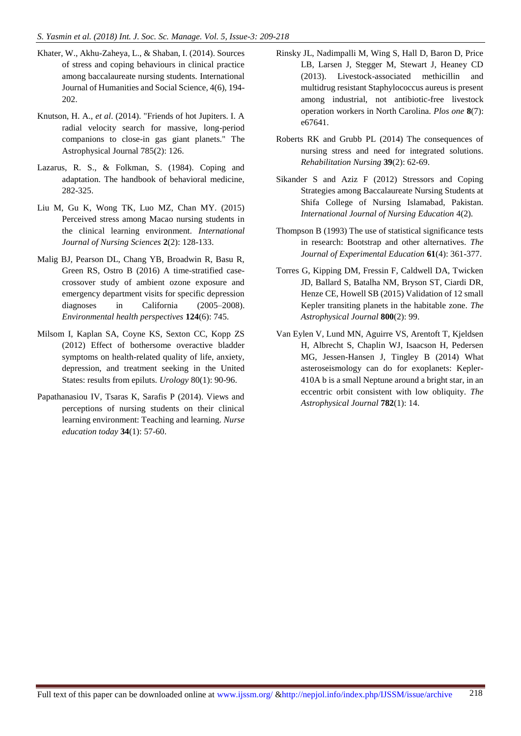Khater, W., Akhu-Zaheya, L., & Shaban, I. (2014). Sources of stress and coping behaviours in clinical practice among baccalaureate nursing students. International Journal of Humanities and Social Science, 4(6), 194-202.

Knutson, H. A., *et al*. (2014). "Friends of hot Jupiters. I. A radial velocity search for massive, long-period companions to close-in gas giant planets." The Astrophysical Journal 785(2): 126.

Lazarus, R. S., & Folkman, S. (1984). Coping and adaptation. The handbook of behavioral medicine, 282-325.

Liu M, Gu K, Wong TK, Luo MZ, Chan MY. (2015) Perceived stress among Macao nursing students in the clinical learning environment. *International Journal of Nursing Sciences* **2**(2): 128-133.

Malig BJ, Pearson DL, Chang YB, Broadwin R, Basu R, Green RS, Ostro B (2016) A time-stratified case-crossover study of ambient ozone exposure and emergency department visits for specific depression diagnoses in California (2005–2008). *Environmental health perspectives* **124**(6): 745.

Milsom I, Kaplan SA, Coyne KS, Sexton CC, Kopp ZS (2012) Effect of bothersome overactive bladder symptoms on health-related quality of life, anxiety, depression, and treatment seeking in the United States: results from epiluts. *Urology* 80(1): 90-96.

Papathanasiou IV, Tsaras K, Sarafis P (2014). Views and perceptions of nursing students on their clinical learning environment: Teaching and learning. *Nurse education today* **34**(1): 57-60.

Rinsky JL, Nadimpalli M, Wing S, Hall D, Baron D, Price LB, Larsen J, Stegger M, Stewart J, Heaney CD (2013). Livestock-associated methicillin and multidrug resistant Staphylococcus aureus is present among industrial, not antibiotic-free livestock operation workers in North Carolina. *Plos one* **8**(7): e67641.

Roberts RK and Grubb PL (2014) The consequences of nursing stress and need for integrated solutions. *Rehabilitation Nursing* **39**(2): 62-69.

Sikander S and Aziz F (2012) Stressors and Coping Strategies among Baccalaureate Nursing Students at Shifa College of Nursing Islamabad, Pakistan. *International Journal of Nursing Education* 4(2).

Thompson B (1993) The use of statistical significance tests in research: Bootstrap and other alternatives. *The Journal of Experimental Education* **61**(4): 361-377.

Torres G, Kipping DM, Fressin F, Caldwell DA, Twicken JD, Ballard S, Batalha NM, Bryson ST, Ciardi DR, Henze CE, Howell SB (2015) Validation of 12 small Kepler transiting planets in the habitable zone. *The Astrophysical Journal* **800**(2): 99.

Van Eylen V, Lund MN, Aguirre VS, Arentoft T, Kjeldsen H, Albrecht S, Chaplin WJ, Isaacson H, Pedersen MG, Jessen-Hansen J, Tingley B (2014) What asteroseismology can do for exoplanets: Kepler-410A b is a small Neptune around a bright star, in an eccentric orbit consistent with low obliquity. *The Astrophysical Journal* **782**(1): 14.